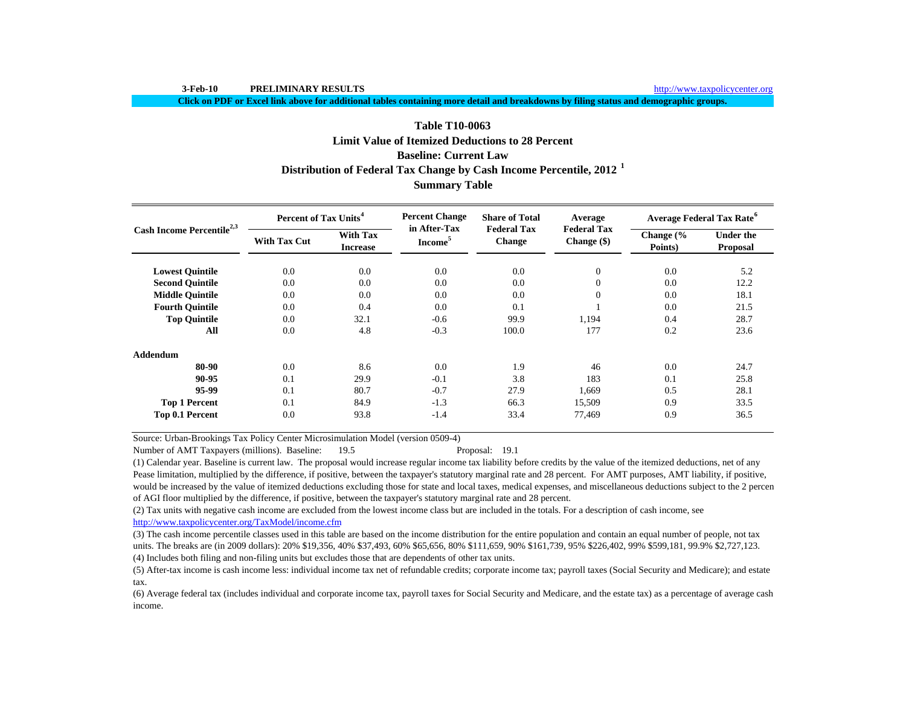3-Feb-10 **PRELIMINARY RESULTS** http://www.taxpolicycenter.org

**Click on PDF or Excel link above for additional tables containing more detail and breakdowns by filing status and demographic groups.**

## Table T10-0063
## Limit Value of Itemized Deductions to 28 Percent
## Baseline: Current Law
## Distribution of Federal Tax Change by Cash Income Percentile, 2012 [1]
## Summary Table

| Cash Income Percentile[2,3] | Percent of Tax Units[4] | | Percent Change in After-Tax Income[5] | Share of Total Federal Tax Change | Average Federal Tax Change ($) | Average Federal Tax Rate[6] | |
|---|---|---|---|---|---|---|---|
| | With Tax Cut | With Tax Increase | | | | Change (% Points) | Under the Proposal |
| **Lowest Quintile** | 0.0 | 0.0 | 0.0 | 0.0 | 0 | 0.0 | 5.2 |
| **Second Quintile** | 0.0 | 0.0 | 0.0 | 0.0 | 0 | 0.0 | 12.2 |
| **Middle Quintile** | 0.0 | 0.0 | 0.0 | 0.0 | 0 | 0.0 | 18.1 |
| **Fourth Quintile** | 0.0 | 0.4 | 0.0 | 0.1 | 1 | 0.0 | 21.5 |
| **Top Quintile** | 0.0 | 32.1 | -0.6 | 99.9 | 1,194 | 0.4 | 28.7 |
| **All** | 0.0 | 4.8 | -0.3 | 100.0 | 177 | 0.2 | 23.6 |
| **Addendum** | | | | | | | |
| **80-90** | 0.0 | 8.6 | 0.0 | 1.9 | 46 | 0.0 | 24.7 |
| **90-95** | 0.1 | 29.9 | -0.1 | 3.8 | 183 | 0.1 | 25.8 |
| **95-99** | 0.1 | 80.7 | -0.7 | 27.9 | 1,669 | 0.5 | 28.1 |
| **Top 1 Percent** | 0.1 | 84.9 | -1.3 | 66.3 | 15,509 | 0.9 | 33.5 |
| **Top 0.1 Percent** | 0.0 | 93.8 | -1.4 | 33.4 | 77,469 | 0.9 | 36.5 |

Source: Urban-Brookings Tax Policy Center Microsimulation Model (version 0509-4)

Number of AMT Taxpayers (millions). Baseline: 19.5 Proposal: 19.1

(1) Calendar year. Baseline is current law. The proposal would increase regular income tax liability before credits by the value of the itemized deductions, net of any Pease limitation, multiplied by the difference, if positive, between the taxpayer's statutory marginal rate and 28 percent. For AMT purposes, AMT liability, if positive, would be increased by the value of itemized deductions excluding those for state and local taxes, medical expenses, and miscellaneous deductions subject to the 2 percen of AGI floor multiplied by the difference, if positive, between the taxpayer's statutory marginal rate and 28 percent.

(2) Tax units with negative cash income are excluded from the lowest income class but are included in the totals. For a description of cash income, see http://www.taxpolicycenter.org/TaxModel/income.cfm

(3) The cash income percentile classes used in this table are based on the income distribution for the entire population and contain an equal number of people, not tax units. The breaks are (in 2009 dollars): 20% $19,356, 40% $37,493, 60% $65,656, 80% $111,659, 90% $161,739, 95% $226,402, 99% $599,181, 99.9% $2,727,123.

(4) Includes both filing and non-filing units but excludes those that are dependents of other tax units.

(5) After-tax income is cash income less: individual income tax net of refundable credits; corporate income tax; payroll taxes (Social Security and Medicare); and estate tax.

(6) Average federal tax (includes individual and corporate income tax, payroll taxes for Social Security and Medicare, and the estate tax) as a percentage of average cash income.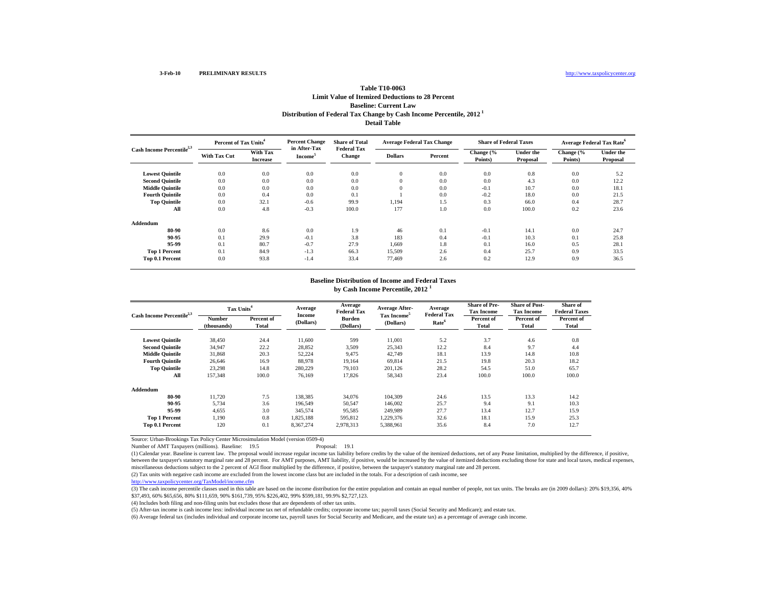3-Feb-10 PRELIMINARY RESULTS http://www.taxpolicycenter.org

### Table T10-0063
### Limit Value of Itemized Deductions to 28 Percent
### Baseline: Current Law
### Distribution of Federal Tax Change by Cash Income Percentile, 2012 [1]
### Detail Table

| Cash Income Percentile[2,3] | Percent of Tax Units[4] | | Percent Change in After-Tax Income[5] | Share of Total Federal Tax Change | Average Federal Tax Change | | Share of Federal Taxes | | Average Federal Tax Rate[6] | |
|---|---|---|---|---|---|---|---|---|---|---|
| | With Tax Cut | With Tax Increase | | | Dollars | Percent | Change (% Points) | Under the Proposal | Change (% Points) | Under the Proposal |
| Lowest Quintile | 0.0 | 0.0 | 0.0 | 0.0 | 0 | 0.0 | 0.0 | 0.8 | 0.0 | 5.2 |
| Second Quintile | 0.0 | 0.0 | 0.0 | 0.0 | 0 | 0.0 | 0.0 | 4.3 | 0.0 | 12.2 |
| Middle Quintile | 0.0 | 0.0 | 0.0 | 0.0 | 0 | 0.0 | -0.1 | 10.7 | 0.0 | 18.1 |
| Fourth Quintile | 0.0 | 0.4 | 0.0 | 0.1 | 1 | 0.0 | -0.2 | 18.0 | 0.0 | 21.5 |
| Top Quintile | 0.0 | 32.1 | -0.6 | 99.9 | 1,194 | 1.5 | 0.3 | 66.0 | 0.4 | 28.7 |
| All | 0.0 | 4.8 | -0.3 | 100.0 | 177 | 1.0 | 0.0 | 100.0 | 0.2 | 23.6 |
| **Addendum** | | | | | | | | | | |
| 80-90 | 0.0 | 8.6 | 0.0 | 1.9 | 46 | 0.1 | -0.1 | 14.1 | 0.0 | 24.7 |
| 90-95 | 0.1 | 29.9 | -0.1 | 3.8 | 183 | 0.4 | -0.1 | 10.3 | 0.1 | 25.8 |
| 95-99 | 0.1 | 80.7 | -0.7 | 27.9 | 1,669 | 1.8 | 0.1 | 16.0 | 0.5 | 28.1 |
| Top 1 Percent | 0.1 | 84.9 | -1.3 | 66.3 | 15,509 | 2.6 | 0.4 | 25.7 | 0.9 | 33.5 |
| Top 0.1 Percent | 0.0 | 93.8 | -1.4 | 33.4 | 77,469 | 2.6 | 0.2 | 12.9 | 0.9 | 36.5 |

### Baseline Distribution of Income and Federal Taxes by Cash Income Percentile, 2012 [1]

| Cash Income Percentile[2,3] | Tax Units[4] | | Average Income (Dollars) | Average Federal Tax Burden (Dollars) | Average After-Tax Income[5] (Dollars) | Average Federal Tax Rate[6] | Share of Pre-Tax Income | Share of Post-Tax Income | Share of Federal Taxes |
|---|---|---|---|---|---|---|---|---|---|
| | Number (thousands) | Percent of Total | | | | | Percent of Total | Percent of Total | Percent of Total |
| Lowest Quintile | 38,450 | 24.4 | 11,600 | 599 | 11,001 | 5.2 | 3.7 | 4.6 | 0.8 |
| Second Quintile | 34,947 | 22.2 | 28,852 | 3,509 | 25,343 | 12.2 | 8.4 | 9.7 | 4.4 |
| Middle Quintile | 31,868 | 20.3 | 52,224 | 9,475 | 42,749 | 18.1 | 13.9 | 14.8 | 10.8 |
| Fourth Quintile | 26,646 | 16.9 | 88,978 | 19,164 | 69,814 | 21.5 | 19.8 | 20.3 | 18.2 |
| Top Quintile | 23,298 | 14.8 | 280,229 | 79,103 | 201,126 | 28.2 | 54.5 | 51.0 | 65.7 |
| All | 157,348 | 100.0 | 76,169 | 17,826 | 58,343 | 23.4 | 100.0 | 100.0 | 100.0 |
| **Addendum** | | | | | | | | | |
| 80-90 | 11,720 | 7.5 | 138,385 | 34,076 | 104,309 | 24.6 | 13.5 | 13.3 | 14.2 |
| 90-95 | 5,734 | 3.6 | 196,549 | 50,547 | 146,002 | 25.7 | 9.4 | 9.1 | 10.3 |
| 95-99 | 4,655 | 3.0 | 345,574 | 95,585 | 249,989 | 27.7 | 13.4 | 12.7 | 15.9 |
| Top 1 Percent | 1,190 | 0.8 | 1,825,188 | 595,812 | 1,229,376 | 32.6 | 18.1 | 15.9 | 25.3 |
| Top 0.1 Percent | 120 | 0.1 | 8,367,274 | 2,978,313 | 5,388,961 | 35.6 | 8.4 | 7.0 | 12.7 |

Source: Urban-Brookings Tax Policy Center Microsimulation Model (version 0509-4)

Number of AMT Taxpayers (millions). Baseline: 19.5 Proposal: 19.1

(1) Calendar year. Baseline is current law. The proposal would increase regular income tax liability before credits by the value of the itemized deductions, net of any Pease limitation, multiplied by the difference, if positive, between the taxpayer's statutory marginal rate and 28 percent. For AMT purposes, AMT liability, if positive, would be increased by the value of itemized deductions excluding those for state and local taxes, medical expenses, miscellaneous deductions subject to the 2 percent of AGI floor multiplied by the difference, if positive, between the taxpayer's statutory marginal rate and 28 percent.

(2) Tax units with negative cash income are excluded from the lowest income class but are included in the totals. For a description of cash income, see http://www.taxpolicycenter.org/TaxModel/income.cfm

(3) The cash income percentile classes used in this table are based on the income distribution for the entire population and contain an equal number of people, not tax units. The breaks are (in 2009 dollars): 20% $19,356, 40% $37,493, 60% $65,656, 80% $111,659, 90% $161,739, 95% $226,402, 99% $599,181, 99.9% $2,727,123.

(4) Includes both filing and non-filing units but excludes those that are dependents of other tax units.

(5) After-tax income is cash income less: individual income tax net of refundable credits; corporate income tax; payroll taxes (Social Security and Medicare); and estate tax.

(6) Average federal tax (includes individual and corporate income tax, payroll taxes for Social Security and Medicare, and the estate tax) as a percentage of average cash income.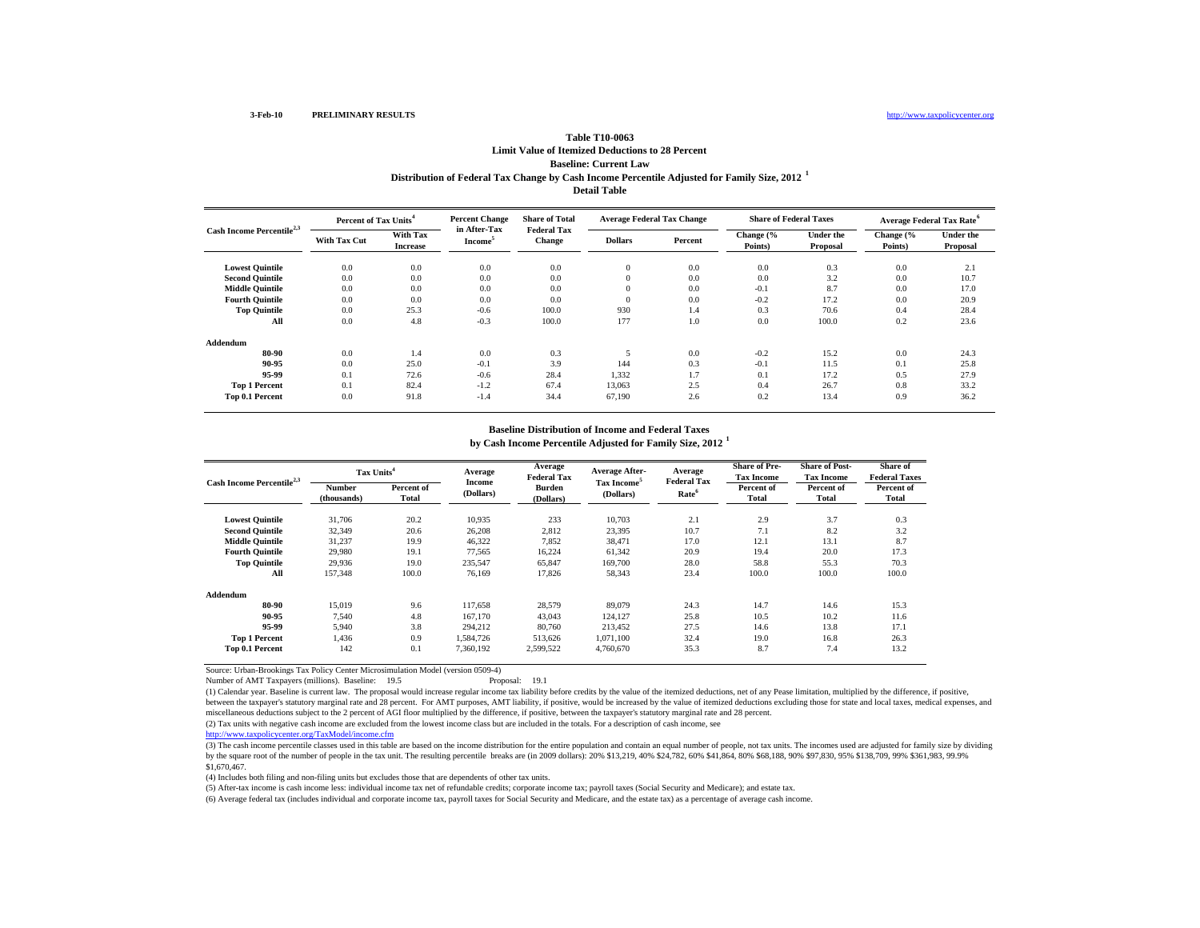3-Feb-10 **PRELIMINARY RESULTS** http://www.taxpolicycenter.org

## Table T10-0063
### Limit Value of Itemized Deductions to 28 Percent
### Baseline: Current Law
### Distribution of Federal Tax Change by Cash Income Percentile Adjusted for Family Size, 2012 [1]
### Detail Table

| Cash Income Percentile[2,3] | Percent of Tax Units[4] | | Percent Change in After-Tax Income[5] | Share of Total Federal Tax Change | Average Federal Tax Change | | Share of Federal Taxes | | Average Federal Tax Rate[6] | |
|---|---|---|---|---|---|---|---|---|---|---|
| | With Tax Cut | With Tax Increase | | | Dollars | Percent | Change (% Points) | Under the Proposal | Change (% Points) | Under the Proposal |
| Lowest Quintile | 0.0 | 0.0 | 0.0 | 0.0 | 0 | 0.0 | 0.0 | 0.3 | 0.0 | 2.1 |
| Second Quintile | 0.0 | 0.0 | 0.0 | 0.0 | 0 | 0.0 | 0.0 | 3.2 | 0.0 | 10.7 |
| Middle Quintile | 0.0 | 0.0 | 0.0 | 0.0 | 0 | 0.0 | -0.1 | 8.7 | 0.0 | 17.0 |
| Fourth Quintile | 0.0 | 0.0 | 0.0 | 0.0 | 0 | 0.0 | -0.2 | 17.2 | 0.0 | 20.9 |
| Top Quintile | 0.0 | 25.3 | -0.6 | 100.0 | 930 | 1.4 | 0.3 | 70.6 | 0.4 | 28.4 |
| All | 0.0 | 4.8 | -0.3 | 100.0 | 177 | 1.0 | 0.0 | 100.0 | 0.2 | 23.6 |
| **Addendum** | | | | | | | | | | |
| 80-90 | 0.0 | 1.4 | 0.0 | 0.3 | 5 | 0.0 | -0.2 | 15.2 | 0.0 | 24.3 |
| 90-95 | 0.0 | 25.0 | -0.1 | 3.9 | 144 | 0.3 | -0.1 | 11.5 | 0.1 | 25.8 |
| 95-99 | 0.1 | 72.6 | -0.6 | 28.4 | 1,332 | 1.7 | 0.1 | 17.2 | 0.5 | 27.9 |
| Top 1 Percent | 0.1 | 82.4 | -1.2 | 67.4 | 13,063 | 2.5 | 0.4 | 26.7 | 0.8 | 33.2 |
| Top 0.1 Percent | 0.0 | 91.8 | -1.4 | 34.4 | 67,190 | 2.6 | 0.2 | 13.4 | 0.9 | 36.2 |

### Baseline Distribution of Income and Federal Taxes
### by Cash Income Percentile Adjusted for Family Size, 2012 [1]

| Cash Income Percentile[2,3] | Tax Units[4] | | Average Income (Dollars) | Average Federal Tax Burden (Dollars) | Average After-Tax Income[5] (Dollars) | Average Federal Tax Rate[6] | Share of Pre-Tax Income | Share of Post-Tax Income | Share of Federal Taxes |
|---|---|---|---|---|---|---|---|---|---|
| | Number (thousands) | Percent of Total | | | | | Percent of Total | Percent of Total | Percent of Total |
| Lowest Quintile | 31,706 | 20.2 | 10,935 | 233 | 10,703 | 2.1 | 2.9 | 3.7 | 0.3 |
| Second Quintile | 32,349 | 20.6 | 26,208 | 2,812 | 23,395 | 10.7 | 7.1 | 8.2 | 3.2 |
| Middle Quintile | 31,237 | 19.9 | 46,322 | 7,852 | 38,471 | 17.0 | 12.1 | 13.1 | 8.7 |
| Fourth Quintile | 29,980 | 19.1 | 77,565 | 16,224 | 61,342 | 20.9 | 19.4 | 20.0 | 17.3 |
| Top Quintile | 29,936 | 19.0 | 235,547 | 65,847 | 169,700 | 28.0 | 58.8 | 55.3 | 70.3 |
| All | 157,348 | 100.0 | 76,169 | 17,826 | 58,343 | 23.4 | 100.0 | 100.0 | 100.0 |
| **Addendum** | | | | | | | | | |
| 80-90 | 15,019 | 9.6 | 117,658 | 28,579 | 89,079 | 24.3 | 14.7 | 14.6 | 15.3 |
| 90-95 | 7,540 | 4.8 | 167,170 | 43,043 | 124,127 | 25.8 | 10.5 | 10.2 | 11.6 |
| 95-99 | 5,940 | 3.8 | 294,212 | 80,760 | 213,452 | 27.5 | 14.6 | 13.8 | 17.1 |
| Top 1 Percent | 1,436 | 0.9 | 1,584,726 | 513,626 | 1,071,100 | 32.4 | 19.0 | 16.8 | 26.3 |
| Top 0.1 Percent | 142 | 0.1 | 7,360,192 | 2,599,522 | 4,760,670 | 35.3 | 8.7 | 7.4 | 13.2 |

Source: Urban-Brookings Tax Policy Center Microsimulation Model (version 0509-4)

Number of AMT Taxpayers (millions). Baseline: 19.5 Proposal: 19.1

(1) Calendar year. Baseline is current law. The proposal would increase regular income tax liability before credits by the value of the itemized deductions, net of any Pease limitation, multiplied by the difference, if positive, between the taxpayer's statutory marginal rate and 28 percent. For AMT purposes, AMT liability, if positive, would be increased by the value of itemized deductions excluding those for state and local taxes, medical expenses, and miscellaneous deductions subject to the 2 percent of AGI floor multiplied by the difference, if positive, between the taxpayer's statutory marginal rate and 28 percent.

(2) Tax units with negative cash income are excluded from the lowest income class but are included in the totals. For a description of cash income, see http://www.taxpolicycenter.org/TaxModel/income.cfm

(3) The cash income percentile classes used in this table are based on the income distribution for the entire population and contain an equal number of people, not tax units. The incomes used are adjusted for family size by dividing by the square root of the number of people in the tax unit. The resulting percentile breaks are (in 2009 dollars): 20% $13,219, 40% $24,782, 60% $41,864, 80% $68,188, 90% $97,830, 95% $138,709, 99% $361,983, 99.9% $1,670,467.

(4) Includes both filing and non-filing units but excludes those that are dependents of other tax units.

(5) After-tax income is cash income less: individual income tax net of refundable credits; corporate income tax; payroll taxes (Social Security and Medicare); and estate tax.

(6) Average federal tax (includes individual and corporate income tax, payroll taxes for Social Security and Medicare, and the estate tax) as a percentage of average cash income.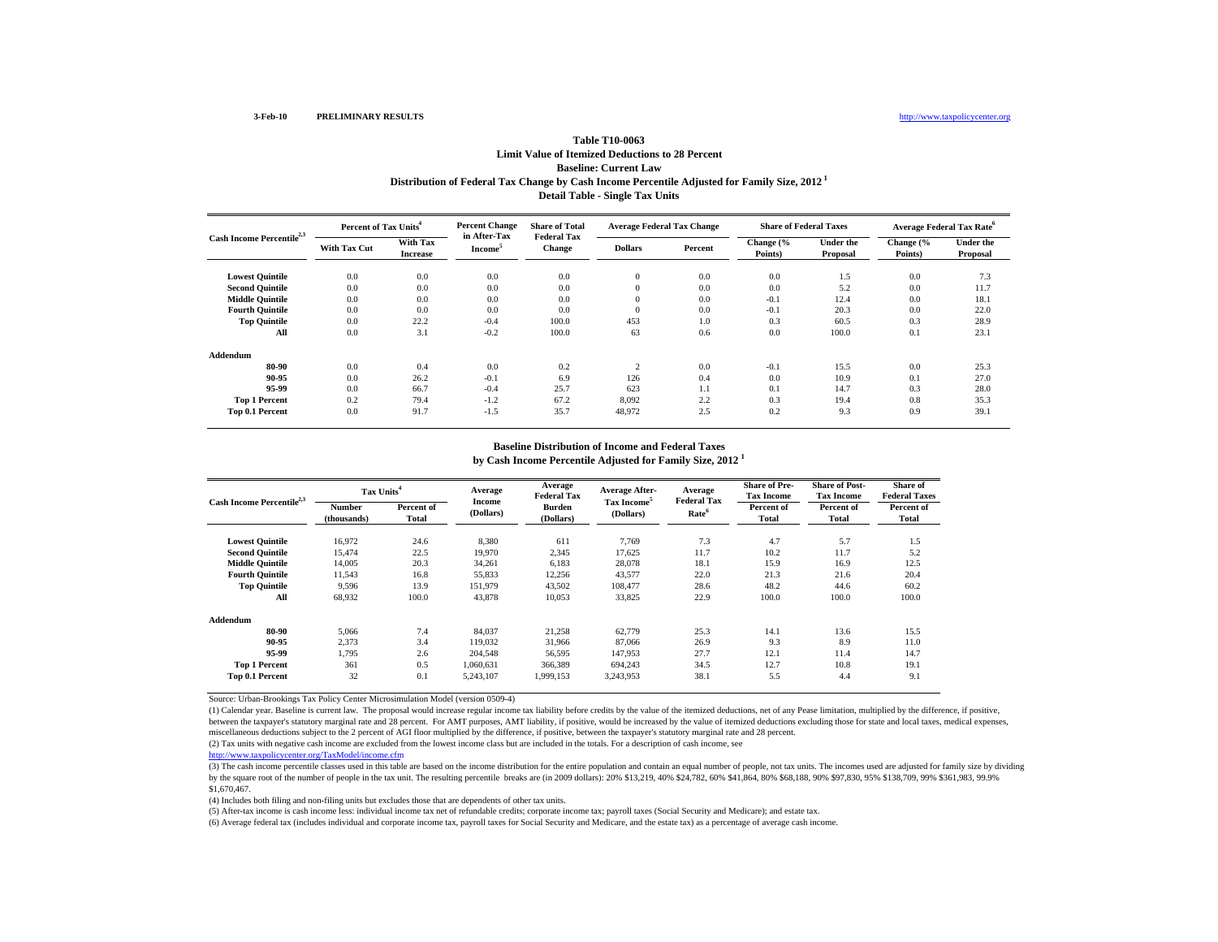3-Feb-10 **PRELIMINARY RESULTS** http://www.taxpolicycenter.org

## Table T10-0063
### Limit Value of Itemized Deductions to 28 Percent
### Baseline: Current Law
### Distribution of Federal Tax Change by Cash Income Percentile Adjusted for Family Size, 2012 [1]
### Detail Table - Single Tax Units

| Cash Income Percentile[2,3] | Percent of Tax Units[4] | | Percent Change in After-Tax Income[5] | Share of Total Federal Tax Change | Average Federal Tax Change | | Share of Federal Taxes | | Average Federal Tax Rate[6] | |
|---|---|---|---|---|---|---|---|---|---|---|
| | With Tax Cut | With Tax Increase | | | Dollars | Percent | Change (% Points) | Under the Proposal | Change (% Points) | Under the Proposal |
| Lowest Quintile | 0.0 | 0.0 | 0.0 | 0.0 | 0 | 0.0 | 0.0 | 1.5 | 0.0 | 7.3 |
| Second Quintile | 0.0 | 0.0 | 0.0 | 0.0 | 0 | 0.0 | 0.0 | 5.2 | 0.0 | 11.7 |
| Middle Quintile | 0.0 | 0.0 | 0.0 | 0.0 | 0 | 0.0 | -0.1 | 12.4 | 0.0 | 18.1 |
| Fourth Quintile | 0.0 | 0.0 | 0.0 | 0.0 | 0 | 0.0 | -0.1 | 20.3 | 0.0 | 22.0 |
| Top Quintile | 0.0 | 22.2 | -0.4 | 100.0 | 453 | 1.0 | 0.3 | 60.5 | 0.3 | 28.9 |
| All | 0.0 | 3.1 | -0.2 | 100.0 | 63 | 0.6 | 0.0 | 100.0 | 0.1 | 23.1 |
| **Addendum** | | | | | | | | | | |
| 80-90 | 0.0 | 0.4 | 0.0 | 0.2 | 2 | 0.0 | -0.1 | 15.5 | 0.0 | 25.3 |
| 90-95 | 0.0 | 26.2 | -0.1 | 6.9 | 126 | 0.4 | 0.0 | 10.9 | 0.1 | 27.0 |
| 95-99 | 0.0 | 66.7 | -0.4 | 25.7 | 623 | 1.1 | 0.1 | 14.7 | 0.3 | 28.0 |
| Top 1 Percent | 0.2 | 79.4 | -1.2 | 67.2 | 8,092 | 2.2 | 0.3 | 19.4 | 0.8 | 35.3 |
| Top 0.1 Percent | 0.0 | 91.7 | -1.5 | 35.7 | 48,972 | 2.5 | 0.2 | 9.3 | 0.9 | 39.1 |

### Baseline Distribution of Income and Federal Taxes by Cash Income Percentile Adjusted for Family Size, 2012 [1]

| Cash Income Percentile[2,3] | Tax Units[4] | | Average Income (Dollars) | Average Federal Tax Burden (Dollars) | Average After-Tax Income[5] (Dollars) | Average Federal Tax Rate[6] | Share of Pre-Tax Income | Share of Post-Tax Income | Share of Federal Taxes |
|---|---|---|---|---|---|---|---|---|---|
| | Number (thousands) | Percent of Total | | | | | Percent of Total | Percent of Total | Percent of Total |
| Lowest Quintile | 16,972 | 24.6 | 8,380 | 611 | 7,769 | 7.3 | 4.7 | 5.7 | 1.5 |
| Second Quintile | 15,474 | 22.5 | 19,970 | 2,345 | 17,625 | 11.7 | 10.2 | 11.7 | 5.2 |
| Middle Quintile | 14,005 | 20.3 | 34,261 | 6,183 | 28,078 | 18.1 | 15.9 | 16.9 | 12.5 |
| Fourth Quintile | 11,543 | 16.8 | 55,833 | 12,256 | 43,577 | 22.0 | 21.3 | 21.6 | 20.4 |
| Top Quintile | 9,596 | 13.9 | 151,979 | 43,502 | 108,477 | 28.6 | 48.2 | 44.6 | 60.2 |
| All | 68,932 | 100.0 | 43,878 | 10,053 | 33,825 | 22.9 | 100.0 | 100.0 | 100.0 |
| **Addendum** | | | | | | | | | |
| 80-90 | 5,066 | 7.4 | 84,037 | 21,258 | 62,779 | 25.3 | 14.1 | 13.6 | 15.5 |
| 90-95 | 2,373 | 3.4 | 119,032 | 31,966 | 87,066 | 26.9 | 9.3 | 8.9 | 11.0 |
| 95-99 | 1,795 | 2.6 | 204,548 | 56,595 | 147,953 | 27.7 | 12.1 | 11.4 | 14.7 |
| Top 1 Percent | 361 | 0.5 | 1,060,631 | 366,389 | 694,243 | 34.5 | 12.7 | 10.8 | 19.1 |
| Top 0.1 Percent | 32 | 0.1 | 5,243,107 | 1,999,153 | 3,243,953 | 38.1 | 5.5 | 4.4 | 9.1 |

Source: Urban-Brookings Tax Policy Center Microsimulation Model (version 0509-4)

(1) Calendar year. Baseline is current law. The proposal would increase regular income tax liability before credits by the value of the itemized deductions, net of any Pease limitation, multiplied by the difference, if positive, between the taxpayer's statutory marginal rate and 28 percent. For AMT purposes, AMT liability, if positive, would be increased by the value of itemized deductions excluding those for state and local taxes, medical expenses, miscellaneous deductions subject to the 2 percent of AGI floor multiplied by the difference, if positive, between the taxpayer's statutory marginal rate and 28 percent.

(2) Tax units with negative cash income are excluded from the lowest income class but are included in the totals. For a description of cash income, see http://www.taxpolicycenter.org/TaxModel/income.cfm

(3) The cash income percentile classes used in this table are based on the income distribution for the entire population and contain an equal number of people, not tax units. The incomes used are adjusted for family size by dividing by the square root of the number of people in the tax unit. The resulting percentile breaks are (in 2009 dollars): 20% $13,219, 40% $24,782, 60% $41,864, 80% $68,188, 90% $97,830, 95% $138,709, 99% $361,983, 99.9% $1,670,467.

(4) Includes both filing and non-filing units but excludes those that are dependents of other tax units.

(5) After-tax income is cash income less: individual income tax net of refundable credits; corporate income tax; payroll taxes (Social Security and Medicare); and estate tax.

(6) Average federal tax (includes individual and corporate income tax, payroll taxes for Social Security and Medicare, and the estate tax) as a percentage of average cash income.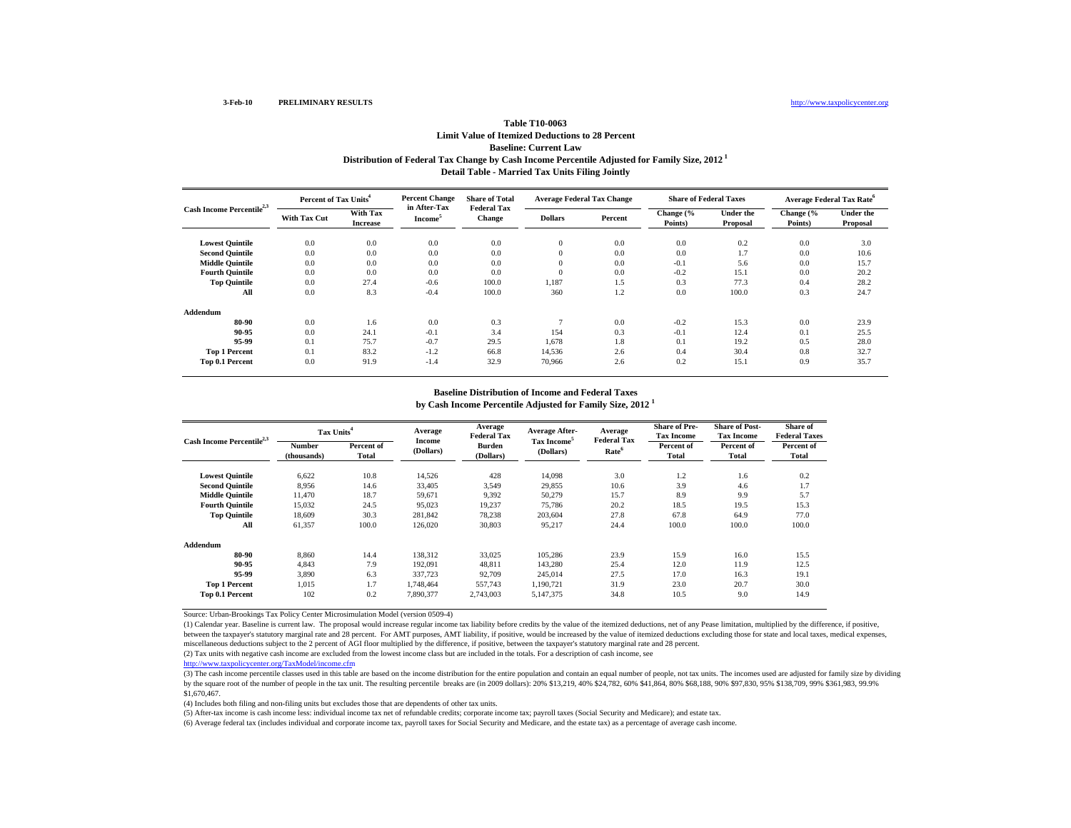3-Feb-10 PRELIMINARY RESULTS http://www.taxpolicycenter.org

### Table T10-0063
### Limit Value of Itemized Deductions to 28 Percent
### Baseline: Current Law
### Distribution of Federal Tax Change by Cash Income Percentile Adjusted for Family Size, 2012 [1]
### Detail Table - Married Tax Units Filing Jointly

| Cash Income Percentile[2,3] | Percent of Tax Units[4] | | Percent Change in After-Tax Income[5] | Share of Total Federal Tax Change | Average Federal Tax Change | | Share of Federal Taxes | | Average Federal Tax Rate[6] | |
|---|---|---|---|---|---|---|---|---|---|---|
| | With Tax Cut | With Tax Increase | | | Dollars | Percent | Change (% Points) | Under the Proposal | Change (% Points) | Under the Proposal |
| Lowest Quintile | 0.0 | 0.0 | 0.0 | 0.0 | 0 | 0.0 | 0.0 | 0.2 | 0.0 | 3.0 |
| Second Quintile | 0.0 | 0.0 | 0.0 | 0.0 | 0 | 0.0 | 0.0 | 1.7 | 0.0 | 10.6 |
| Middle Quintile | 0.0 | 0.0 | 0.0 | 0.0 | 0 | 0.0 | -0.1 | 5.6 | 0.0 | 15.7 |
| Fourth Quintile | 0.0 | 0.0 | 0.0 | 0.0 | 0 | 0.0 | -0.2 | 15.1 | 0.0 | 20.2 |
| Top Quintile | 0.0 | 27.4 | -0.6 | 100.0 | 1,187 | 1.5 | 0.3 | 77.3 | 0.4 | 28.2 |
| All | 0.0 | 8.3 | -0.4 | 100.0 | 360 | 1.2 | 0.0 | 100.0 | 0.3 | 24.7 |
| **Addendum** | | | | | | | | | | |
| 80-90 | 0.0 | 1.6 | 0.0 | 0.3 | 7 | 0.0 | -0.2 | 15.3 | 0.0 | 23.9 |
| 90-95 | 0.0 | 24.1 | -0.1 | 3.4 | 154 | 0.3 | -0.1 | 12.4 | 0.1 | 25.5 |
| 95-99 | 0.1 | 75.7 | -0.7 | 29.5 | 1,678 | 1.8 | 0.1 | 19.2 | 0.5 | 28.0 |
| Top 1 Percent | 0.1 | 83.2 | -1.2 | 66.8 | 14,536 | 2.6 | 0.4 | 30.4 | 0.8 | 32.7 |
| Top 0.1 Percent | 0.0 | 91.9 | -1.4 | 32.9 | 70,966 | 2.6 | 0.2 | 15.1 | 0.9 | 35.7 |

### Baseline Distribution of Income and Federal Taxes
### by Cash Income Percentile Adjusted for Family Size, 2012 [1]

| Cash Income Percentile[2,3] | Tax Units[4] | | Average Income (Dollars) | Average Federal Tax Burden (Dollars) | Average After-Tax Income[5] (Dollars) | Average Federal Tax Rate[6] | Share of Pre-Tax Income | Share of Post-Tax Income | Share of Federal Taxes |
|---|---|---|---|---|---|---|---|---|---|
| | Number (thousands) | Percent of Total | | | | | Percent of Total | Percent of Total | Percent of Total |
| Lowest Quintile | 6,622 | 10.8 | 14,526 | 428 | 14,098 | 3.0 | 1.2 | 1.6 | 0.2 |
| Second Quintile | 8,956 | 14.6 | 33,405 | 3,549 | 29,855 | 10.6 | 3.9 | 4.6 | 1.7 |
| Middle Quintile | 11,470 | 18.7 | 59,671 | 9,392 | 50,279 | 15.7 | 8.9 | 9.9 | 5.7 |
| Fourth Quintile | 15,032 | 24.5 | 95,023 | 19,237 | 75,786 | 20.2 | 18.5 | 19.5 | 15.3 |
| Top Quintile | 18,609 | 30.3 | 281,842 | 78,238 | 203,604 | 27.8 | 67.8 | 64.9 | 77.0 |
| All | 61,357 | 100.0 | 126,020 | 30,803 | 95,217 | 24.4 | 100.0 | 100.0 | 100.0 |
| **Addendum** | | | | | | | | | |
| 80-90 | 8,860 | 14.4 | 138,312 | 33,025 | 105,286 | 23.9 | 15.9 | 16.0 | 15.5 |
| 90-95 | 4,843 | 7.9 | 192,091 | 48,811 | 143,280 | 25.4 | 12.0 | 11.9 | 12.5 |
| 95-99 | 3,890 | 6.3 | 337,723 | 92,709 | 245,014 | 27.5 | 17.0 | 16.3 | 19.1 |
| Top 1 Percent | 1,015 | 1.7 | 1,748,464 | 557,743 | 1,190,721 | 31.9 | 23.0 | 20.7 | 30.0 |
| Top 0.1 Percent | 102 | 0.2 | 7,890,377 | 2,743,003 | 5,147,375 | 34.8 | 10.5 | 9.0 | 14.9 |

Source: Urban-Brookings Tax Policy Center Microsimulation Model (version 0509-4)

(1) Calendar year. Baseline is current law. The proposal would increase regular income tax liability before credits by the value of the itemized deductions, net of any Pease limitation, multiplied by the difference, if positive, between the taxpayer's statutory marginal rate and 28 percent. For AMT purposes, AMT liability, if positive, would be increased by the value of itemized deductions excluding those for state and local taxes, medical expenses, miscellaneous deductions subject to the 2 percent of AGI floor multiplied by the difference, if positive, between the taxpayer's statutory marginal rate and 28 percent.

(2) Tax units with negative cash income are excluded from the lowest income class but are included in the totals. For a description of cash income, see http://www.taxpolicycenter.org/TaxModel/income.cfm

(3) The cash income percentile classes used in this table are based on the income distribution for the entire population and contain an equal number of people, not tax units. The incomes used are adjusted for family size by dividing by the square root of the number of people in the tax unit. The resulting percentile breaks are (in 2009 dollars): 20% $13,219, 40% $24,782, 60% $41,864, 80% $68,188, 90% $97,830, 95% $138,709, 99% $361,983, 99.9% $1,670,467.

(4) Includes both filing and non-filing units but excludes those that are dependents of other tax units.

(5) After-tax income is cash income less: individual income tax net of refundable credits; corporate income tax; payroll taxes (Social Security and Medicare); and estate tax.

(6) Average federal tax (includes individual and corporate income tax, payroll taxes for Social Security and Medicare, and the estate tax) as a percentage of average cash income.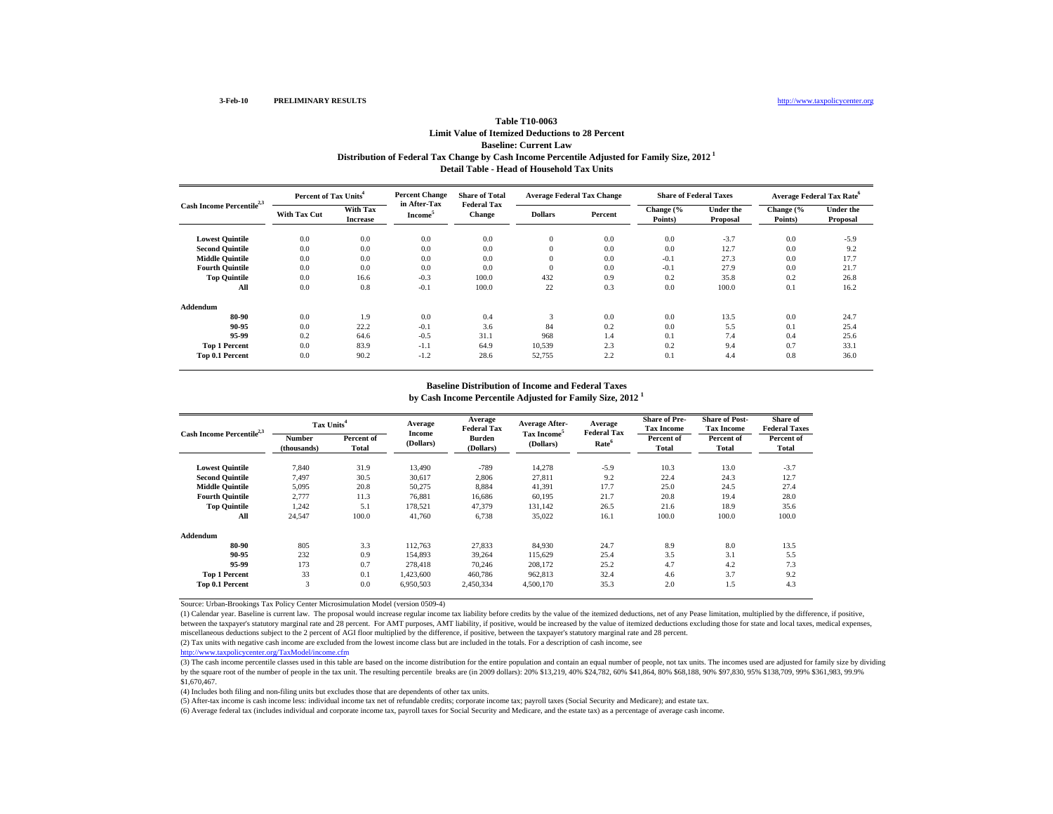3-Feb-10 PRELIMINARY RESULTS http://www.taxpolicycenter.org

### Table T10-0063
### Limit Value of Itemized Deductions to 28 Percent
### Baseline: Current Law
### Distribution of Federal Tax Change by Cash Income Percentile Adjusted for Family Size, 2012 [1]
### Detail Table - Head of Household Tax Units

| Cash Income Percentile[2,3] | Percent of Tax Units[4] | | Percent Change in After-Tax Income[5] | Share of Total Federal Tax Change | Average Federal Tax Change | | Share of Federal Taxes | | Average Federal Tax Rate[6] | |
|---|---|---|---|---|---|---|---|---|---|---|
| | With Tax Cut | With Tax Increase | | | Dollars | Percent | Change (% Points) | Under the Proposal | Change (% Points) | Under the Proposal |
| Lowest Quintile | 0.0 | 0.0 | 0.0 | 0.0 | 0 | 0.0 | 0.0 | -3.7 | 0.0 | -5.9 |
| Second Quintile | 0.0 | 0.0 | 0.0 | 0.0 | 0 | 0.0 | 0.0 | 12.7 | 0.0 | 9.2 |
| Middle Quintile | 0.0 | 0.0 | 0.0 | 0.0 | 0 | 0.0 | -0.1 | 27.3 | 0.0 | 17.7 |
| Fourth Quintile | 0.0 | 0.0 | 0.0 | 0.0 | 0 | 0.0 | -0.1 | 27.9 | 0.0 | 21.7 |
| Top Quintile | 0.0 | 16.6 | -0.3 | 100.0 | 432 | 0.9 | 0.2 | 35.8 | 0.2 | 26.8 |
| All | 0.0 | 0.8 | -0.1 | 100.0 | 22 | 0.3 | 0.0 | 100.0 | 0.1 | 16.2 |
| **Addendum** | | | | | | | | | | |
| 80-90 | 0.0 | 1.9 | 0.0 | 0.4 | 3 | 0.0 | 0.0 | 13.5 | 0.0 | 24.7 |
| 90-95 | 0.0 | 22.2 | -0.1 | 3.6 | 84 | 0.2 | 0.0 | 5.5 | 0.1 | 25.4 |
| 95-99 | 0.2 | 64.6 | -0.5 | 31.1 | 968 | 1.4 | 0.1 | 7.4 | 0.4 | 25.6 |
| Top 1 Percent | 0.0 | 83.9 | -1.1 | 64.9 | 10,539 | 2.3 | 0.2 | 9.4 | 0.7 | 33.1 |
| Top 0.1 Percent | 0.0 | 90.2 | -1.2 | 28.6 | 52,755 | 2.2 | 0.1 | 4.4 | 0.8 | 36.0 |

### Baseline Distribution of Income and Federal Taxes
### by Cash Income Percentile Adjusted for Family Size, 2012 [1]

| Cash Income Percentile[2,3] | Tax Units[4] | | Average Income (Dollars) | Average Federal Tax Burden (Dollars) | Average After-Tax Income[5] (Dollars) | Average Federal Tax Rate[6] | Share of Pre-Tax Income | Share of Post-Tax Income | Share of Federal Taxes |
|---|---|---|---|---|---|---|---|---|---|
| | Number (thousands) | Percent of Total | | | | | Percent of Total | Percent of Total | Percent of Total |
| Lowest Quintile | 7,840 | 31.9 | 13,490 | -789 | 14,278 | -5.9 | 10.3 | 13.0 | -3.7 |
| Second Quintile | 7,497 | 30.5 | 30,617 | 2,806 | 27,811 | 9.2 | 22.4 | 24.3 | 12.7 |
| Middle Quintile | 5,095 | 20.8 | 50,275 | 8,884 | 41,391 | 17.7 | 25.0 | 24.5 | 27.4 |
| Fourth Quintile | 2,777 | 11.3 | 76,881 | 16,686 | 60,195 | 21.7 | 20.8 | 19.4 | 28.0 |
| Top Quintile | 1,242 | 5.1 | 178,521 | 47,379 | 131,142 | 26.5 | 21.6 | 18.9 | 35.6 |
| All | 24,547 | 100.0 | 41,760 | 6,738 | 35,022 | 16.1 | 100.0 | 100.0 | 100.0 |
| **Addendum** | | | | | | | | | |
| 80-90 | 805 | 3.3 | 112,763 | 27,833 | 84,930 | 24.7 | 8.9 | 8.0 | 13.5 |
| 90-95 | 232 | 0.9 | 154,893 | 39,264 | 115,629 | 25.4 | 3.5 | 3.1 | 5.5 |
| 95-99 | 173 | 0.7 | 278,418 | 70,246 | 208,172 | 25.2 | 4.7 | 4.2 | 7.3 |
| Top 1 Percent | 33 | 0.1 | 1,423,600 | 460,786 | 962,813 | 32.4 | 4.6 | 3.7 | 9.2 |
| Top 0.1 Percent | 3 | 0.0 | 6,950,503 | 2,450,334 | 4,500,170 | 35.3 | 2.0 | 1.5 | 4.3 |

Source: Urban-Brookings Tax Policy Center Microsimulation Model (version 0509-4)

(1) Calendar year. Baseline is current law. The proposal would increase regular income tax liability before credits by the value of the itemized deductions, net of any Pease limitation, multiplied by the difference, if positive, between the taxpayer's statutory marginal rate and 28 percent. For AMT purposes, AMT liability, if positive, would be increased by the value of itemized deductions excluding those for state and local taxes, medical expenses, miscellaneous deductions subject to the 2 percent of AGI floor multiplied by the difference, if positive, between the taxpayer's statutory marginal rate and 28 percent.

(2) Tax units with negative cash income are excluded from the lowest income class but are included in the totals. For a description of cash income, see http://www.taxpolicycenter.org/TaxModel/income.cfm

(3) The cash income percentile classes used in this table are based on the income distribution for the entire population and contain an equal number of people, not tax units. The incomes used are adjusted for family size by dividing by the square root of the number of people in the tax unit. The resulting percentile breaks are (in 2009 dollars): 20% $13,219, 40% $24,782, 60% $41,864, 80% $68,188, 90% $97,830, 95% $138,709, 99% $361,983, 99.9% $1,670,467.

(4) Includes both filing and non-filing units but excludes those that are dependents of other tax units.

(5) After-tax income is cash income less: individual income tax net of refundable credits; corporate income tax; payroll taxes (Social Security and Medicare); and estate tax.

(6) Average federal tax (includes individual and corporate income tax, payroll taxes for Social Security and Medicare, and the estate tax) as a percentage of average cash income.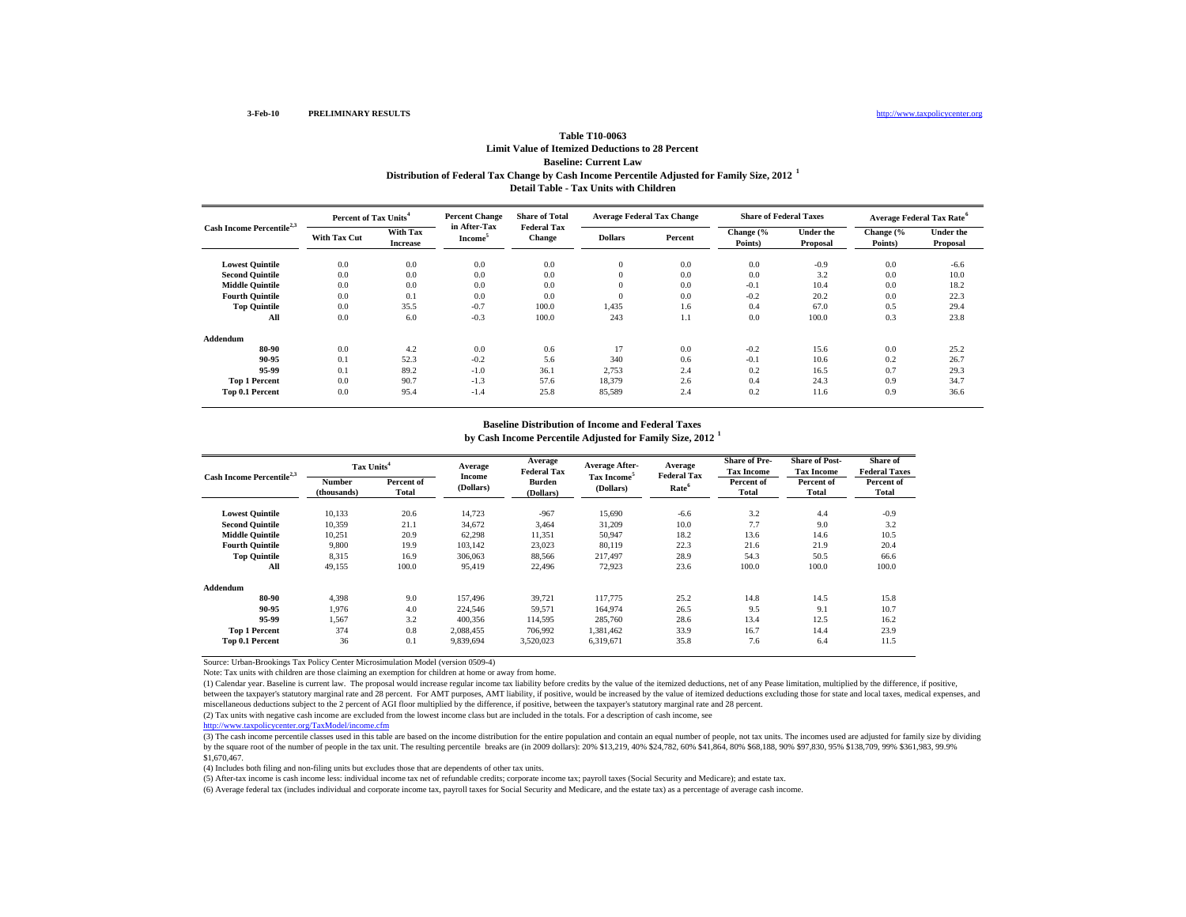3-Feb-10 **PRELIMINARY RESULTS** http://www.taxpolicycenter.org

## Table T10-0063
### Limit Value of Itemized Deductions to 28 Percent
### Baseline: Current Law
### Distribution of Federal Tax Change by Cash Income Percentile Adjusted for Family Size, 2012 [1]
### Detail Table - Tax Units with Children

| Cash Income Percentile[2,3] | Percent of Tax Units[4] | | Percent Change in After-Tax Income[5] | Share of Total Federal Tax Change | Average Federal Tax Change | | Share of Federal Taxes | | Average Federal Tax Rate[6] | |
|---|---|---|---|---|---|---|---|---|---|---|
| | With Tax Cut | With Tax Increase | | | Dollars | Percent | Change (% Points) | Under the Proposal | Change (% Points) | Under the Proposal |
| Lowest Quintile | 0.0 | 0.0 | 0.0 | 0.0 | 0 | 0.0 | 0.0 | -0.9 | 0.0 | -6.6 |
| Second Quintile | 0.0 | 0.0 | 0.0 | 0.0 | 0 | 0.0 | 0.0 | 3.2 | 0.0 | 10.0 |
| Middle Quintile | 0.0 | 0.0 | 0.0 | 0.0 | 0 | 0.0 | -0.1 | 10.4 | 0.0 | 18.2 |
| Fourth Quintile | 0.0 | 0.1 | 0.0 | 0.0 | 0 | 0.0 | -0.2 | 20.2 | 0.0 | 22.3 |
| Top Quintile | 0.0 | 35.5 | -0.7 | 100.0 | 1,435 | 1.6 | 0.4 | 67.0 | 0.5 | 29.4 |
| All | 0.0 | 6.0 | -0.3 | 100.0 | 243 | 1.1 | 0.0 | 100.0 | 0.3 | 23.8 |
| **Addendum** | | | | | | | | | | |
| 80-90 | 0.0 | 4.2 | 0.0 | 0.6 | 17 | 0.0 | -0.2 | 15.6 | 0.0 | 25.2 |
| 90-95 | 0.1 | 52.3 | -0.2 | 5.6 | 340 | 0.6 | -0.1 | 10.6 | 0.2 | 26.7 |
| 95-99 | 0.1 | 89.2 | -1.0 | 36.1 | 2,753 | 2.4 | 0.2 | 16.5 | 0.7 | 29.3 |
| Top 1 Percent | 0.0 | 90.7 | -1.3 | 57.6 | 18,379 | 2.6 | 0.4 | 24.3 | 0.9 | 34.7 |
| Top 0.1 Percent | 0.0 | 95.4 | -1.4 | 25.8 | 85,589 | 2.4 | 0.2 | 11.6 | 0.9 | 36.6 |

### Baseline Distribution of Income and Federal Taxes by Cash Income Percentile Adjusted for Family Size, 2012 [1]

| Cash Income Percentile[2,3] | Tax Units[4] | | Average Income (Dollars) | Average Federal Tax Burden (Dollars) | Average After-Tax Income[5] (Dollars) | Average Federal Tax Rate[6] | Share of Pre-Tax Income | Share of Post-Tax Income | Share of Federal Taxes |
|---|---|---|---|---|---|---|---|---|---|
| | Number (thousands) | Percent of Total | | | | | Percent of Total | Percent of Total | Percent of Total |
| Lowest Quintile | 10,133 | 20.6 | 14,723 | -967 | 15,690 | -6.6 | 3.2 | 4.4 | -0.9 |
| Second Quintile | 10,359 | 21.1 | 34,672 | 3,464 | 31,209 | 10.0 | 7.7 | 9.0 | 3.2 |
| Middle Quintile | 10,251 | 20.9 | 62,298 | 11,351 | 50,947 | 18.2 | 13.6 | 14.6 | 10.5 |
| Fourth Quintile | 9,800 | 19.9 | 103,142 | 23,023 | 80,119 | 22.3 | 21.6 | 21.9 | 20.4 |
| Top Quintile | 8,315 | 16.9 | 306,063 | 88,566 | 217,497 | 28.9 | 54.3 | 50.5 | 66.6 |
| All | 49,155 | 100.0 | 95,419 | 22,496 | 72,923 | 23.6 | 100.0 | 100.0 | 100.0 |
| **Addendum** | | | | | | | | | |
| 80-90 | 4,398 | 9.0 | 157,496 | 39,721 | 117,775 | 25.2 | 14.8 | 14.5 | 15.8 |
| 90-95 | 1,976 | 4.0 | 224,546 | 59,571 | 164,974 | 26.5 | 9.5 | 9.1 | 10.7 |
| 95-99 | 1,567 | 3.2 | 400,356 | 114,595 | 285,760 | 28.6 | 13.4 | 12.5 | 16.2 |
| Top 1 Percent | 374 | 0.8 | 2,088,455 | 706,992 | 1,381,462 | 33.9 | 16.7 | 14.4 | 23.9 |
| Top 0.1 Percent | 36 | 0.1 | 9,839,694 | 3,520,023 | 6,319,671 | 35.8 | 7.6 | 6.4 | 11.5 |

Source: Urban-Brookings Tax Policy Center Microsimulation Model (version 0509-4)

Note: Tax units with children are those claiming an exemption for children at home or away from home.

(1) Calendar year. Baseline is current law. The proposal would increase regular income tax liability before credits by the value of the itemized deductions, net of any Pease limitation, multiplied by the difference, if positive, between the taxpayer's statutory marginal rate and 28 percent. For AMT purposes, AMT liability, if positive, would be increased by the value of itemized deductions excluding those for state and local taxes, medical expenses, and miscellaneous deductions subject to the 2 percent of AGI floor multiplied by the difference, if positive, between the taxpayer's statutory marginal rate and 28 percent.

(2) Tax units with negative cash income are excluded from the lowest income class but are included in the totals. For a description of cash income, see http://www.taxpolicycenter.org/TaxModel/income.cfm

(3) The cash income percentile classes used in this table are based on the income distribution for the entire population and contain an equal number of people, not tax units. The incomes used are adjusted for family size by dividing by the square root of the number of people in the tax unit. The resulting percentile breaks are (in 2009 dollars): 20% $13,219, 40% $24,782, 60% $41,864, 80% $68,188, 90% $97,830, 95% $138,709, 99% $361,983, 99.9% $1,670,467.

(4) Includes both filing and non-filing units but excludes those that are dependents of other tax units.

(5) After-tax income is cash income less: individual income tax net of refundable credits; corporate income tax; payroll taxes (Social Security and Medicare); and estate tax.

(6) Average federal tax (includes individual and corporate income tax, payroll taxes for Social Security and Medicare, and the estate tax) as a percentage of average cash income.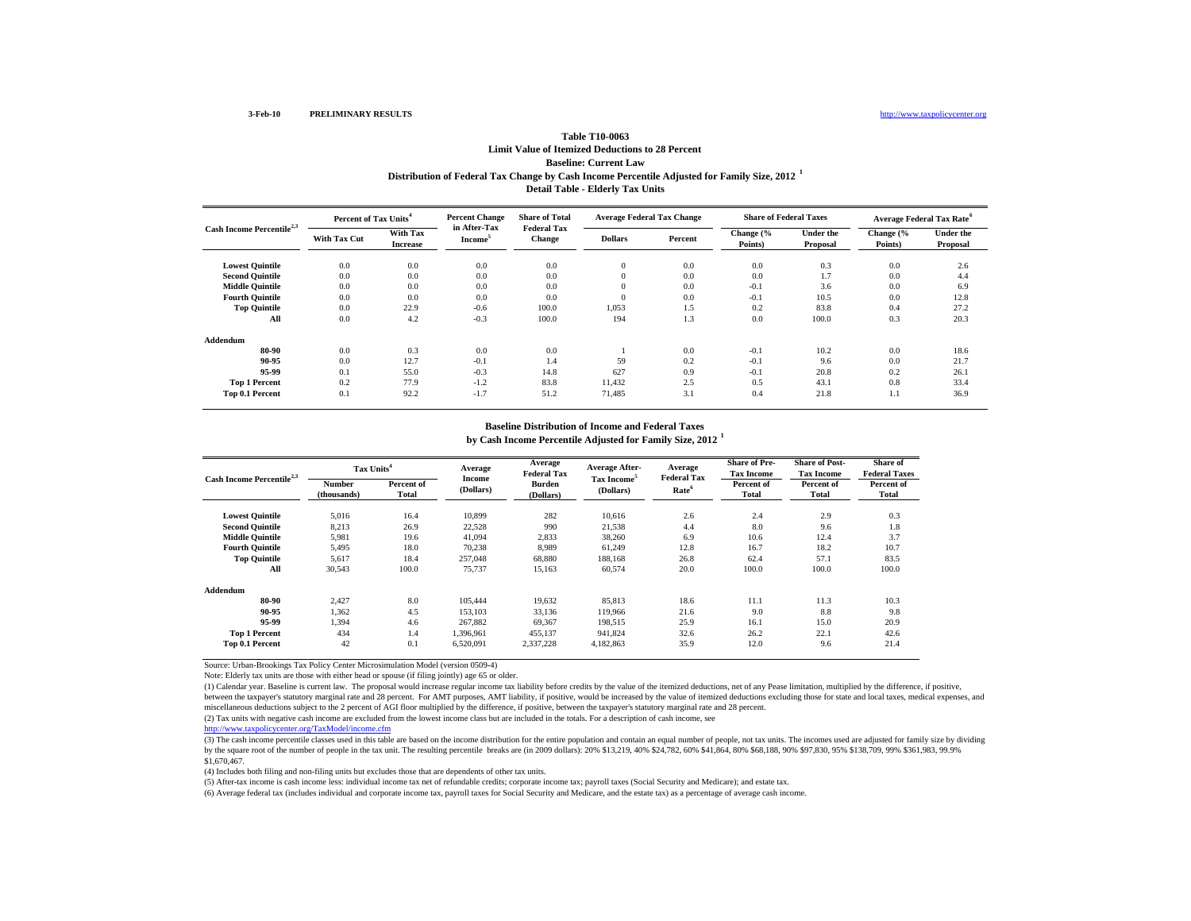3-Feb-10 PRELIMINARY RESULTS http://www.taxpolicycenter.org

### Table T10-0063
### Limit Value of Itemized Deductions to 28 Percent
### Baseline: Current Law
### Distribution of Federal Tax Change by Cash Income Percentile Adjusted for Family Size, 2012 [1]
### Detail Table - Elderly Tax Units

| Cash Income Percentile[2,3] | Percent of Tax Units[4] | | Percent Change in After-Tax Income[5] | Share of Total Federal Tax Change | Average Federal Tax Change | | Share of Federal Taxes | | Average Federal Tax Rate[6] | |
|---|---|---|---|---|---|---|---|---|---|---|
| | With Tax Cut | With Tax Increase | | | Dollars | Percent | Change (% Points) | Under the Proposal | Change (% Points) | Under the Proposal |
| Lowest Quintile | 0.0 | 0.0 | 0.0 | 0.0 | 0 | 0.0 | 0.0 | 0.3 | 0.0 | 2.6 |
| Second Quintile | 0.0 | 0.0 | 0.0 | 0.0 | 0 | 0.0 | 0.0 | 1.7 | 0.0 | 4.4 |
| Middle Quintile | 0.0 | 0.0 | 0.0 | 0.0 | 0 | 0.0 | -0.1 | 3.6 | 0.0 | 6.9 |
| Fourth Quintile | 0.0 | 0.0 | 0.0 | 0.0 | 0 | 0.0 | -0.1 | 10.5 | 0.0 | 12.8 |
| Top Quintile | 0.0 | 22.9 | -0.6 | 100.0 | 1,053 | 1.5 | 0.2 | 83.8 | 0.4 | 27.2 |
| All | 0.0 | 4.2 | -0.3 | 100.0 | 194 | 1.3 | 0.0 | 100.0 | 0.3 | 20.3 |
| **Addendum** | | | | | | | | | | |
| 80-90 | 0.0 | 0.3 | 0.0 | 0.0 | 1 | 0.0 | -0.1 | 10.2 | 0.0 | 18.6 |
| 90-95 | 0.0 | 12.7 | -0.1 | 1.4 | 59 | 0.2 | -0.1 | 9.6 | 0.0 | 21.7 |
| 95-99 | 0.1 | 55.0 | -0.3 | 14.8 | 627 | 0.9 | -0.1 | 20.8 | 0.2 | 26.1 |
| Top 1 Percent | 0.2 | 77.9 | -1.2 | 83.8 | 11,432 | 2.5 | 0.5 | 43.1 | 0.8 | 33.4 |
| Top 0.1 Percent | 0.1 | 92.2 | -1.7 | 51.2 | 71,485 | 3.1 | 0.4 | 21.8 | 1.1 | 36.9 |

### Baseline Distribution of Income and Federal Taxes by Cash Income Percentile Adjusted for Family Size, 2012 [1]

| Cash Income Percentile[2,3] | Tax Units[4] | | Average Income (Dollars) | Average Federal Tax Burden (Dollars) | Average After-Tax Income[5] (Dollars) | Average Federal Tax Rate[6] | Share of Pre-Tax Income | Share of Post-Tax Income | Share of Federal Taxes |
|---|---|---|---|---|---|---|---|---|---|
| | Number (thousands) | Percent of Total | | | | | Percent of Total | Percent of Total | Percent of Total |
| Lowest Quintile | 5,016 | 16.4 | 10,899 | 282 | 10,616 | 2.6 | 2.4 | 2.9 | 0.3 |
| Second Quintile | 8,213 | 26.9 | 22,528 | 990 | 21,538 | 4.4 | 8.0 | 9.6 | 1.8 |
| Middle Quintile | 5,981 | 19.6 | 41,094 | 2,833 | 38,260 | 6.9 | 10.6 | 12.4 | 3.7 |
| Fourth Quintile | 5,495 | 18.0 | 70,238 | 8,989 | 61,249 | 12.8 | 16.7 | 18.2 | 10.7 |
| Top Quintile | 5,617 | 18.4 | 257,048 | 68,880 | 188,168 | 26.8 | 62.4 | 57.1 | 83.5 |
| All | 30,543 | 100.0 | 75,737 | 15,163 | 60,574 | 20.0 | 100.0 | 100.0 | 100.0 |
| **Addendum** | | | | | | | | | |
| 80-90 | 2,427 | 8.0 | 105,444 | 19,632 | 85,813 | 18.6 | 11.1 | 11.3 | 10.3 |
| 90-95 | 1,362 | 4.5 | 153,103 | 33,136 | 119,966 | 21.6 | 9.0 | 8.8 | 9.8 |
| 95-99 | 1,394 | 4.6 | 267,882 | 69,367 | 198,515 | 25.9 | 16.1 | 15.0 | 20.9 |
| Top 1 Percent | 434 | 1.4 | 1,396,961 | 455,137 | 941,824 | 32.6 | 26.2 | 22.1 | 42.6 |
| Top 0.1 Percent | 42 | 0.1 | 6,520,091 | 2,337,228 | 4,182,863 | 35.9 | 12.0 | 9.6 | 21.4 |

Source: Urban-Brookings Tax Policy Center Microsimulation Model (version 0509-4)

Note: Elderly tax units are those with either head or spouse (if filing jointly) age 65 or older.

(1) Calendar year. Baseline is current law. The proposal would increase regular income tax liability before credits by the value of the itemized deductions, net of any Pease limitation, multiplied by the difference, if positive, between the taxpayer's statutory marginal rate and 28 percent. For AMT purposes, AMT liability, if positive, would be increased by the value of itemized deductions excluding those for state and local taxes, medical expenses, and miscellaneous deductions subject to the 2 percent of AGI floor multiplied by the difference, if positive, between the taxpayer's statutory marginal rate and 28 percent.

(2) Tax units with negative cash income are excluded from the lowest income class but are included in the totals. For a description of cash income, see http://www.taxpolicycenter.org/TaxModel/income.cfm

(3) The cash income percentile classes used in this table are based on the income distribution for the entire population and contain an equal number of people, not tax units. The incomes used are adjusted for family size by dividing by the square root of the number of people in the tax unit. The resulting percentile breaks are (in 2009 dollars): 20% $13,219, 40% $24,782, 60% $41,864, 80% $68,188, 90% $97,830, 95% $138,709, 99% $361,983, 99.9% $1,670,467.

(4) Includes both filing and non-filing units but excludes those that are dependents of other tax units.

(5) After-tax income is cash income less: individual income tax net of refundable credits; corporate income tax; payroll taxes (Social Security and Medicare); and estate tax.

(6) Average federal tax (includes individual and corporate income tax, payroll taxes for Social Security and Medicare, and the estate tax) as a percentage of average cash income.